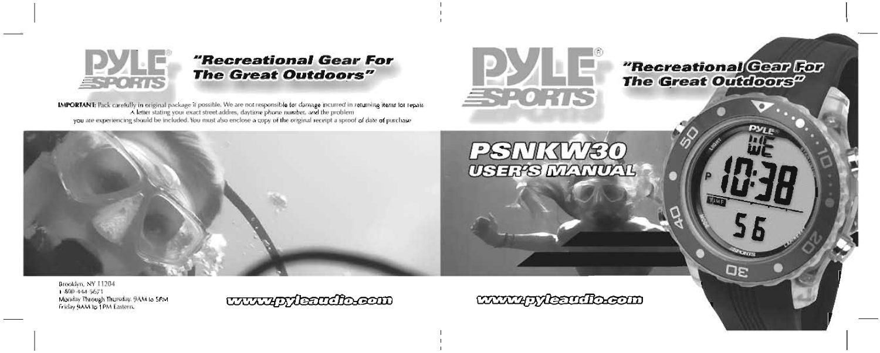# PYLE SPORTS

## "Recreational Gear For The Great Outdoors"

**IMPORTANT:** Pack carefully in original package if possible. We are not responsible for damage incurred in returning items for repair. A letter stating your exact street addres, daytime phone number, and the problem you are experiencing should be included. You must also enclose a copy of the original receipt a sproof of date of purchase.

Brooklyn, NY 11204
1-800-444-5671
Monday Through Thursday, 9AM to 5PM
Friday 9AM to 1PM Eastern.

www.pyleaudio.com

# PYLE SPORTS

## "Recreational Gear For The Great Outdoors"

# PSNKW30
## USER'S MANUAL

www.pyleaudio.com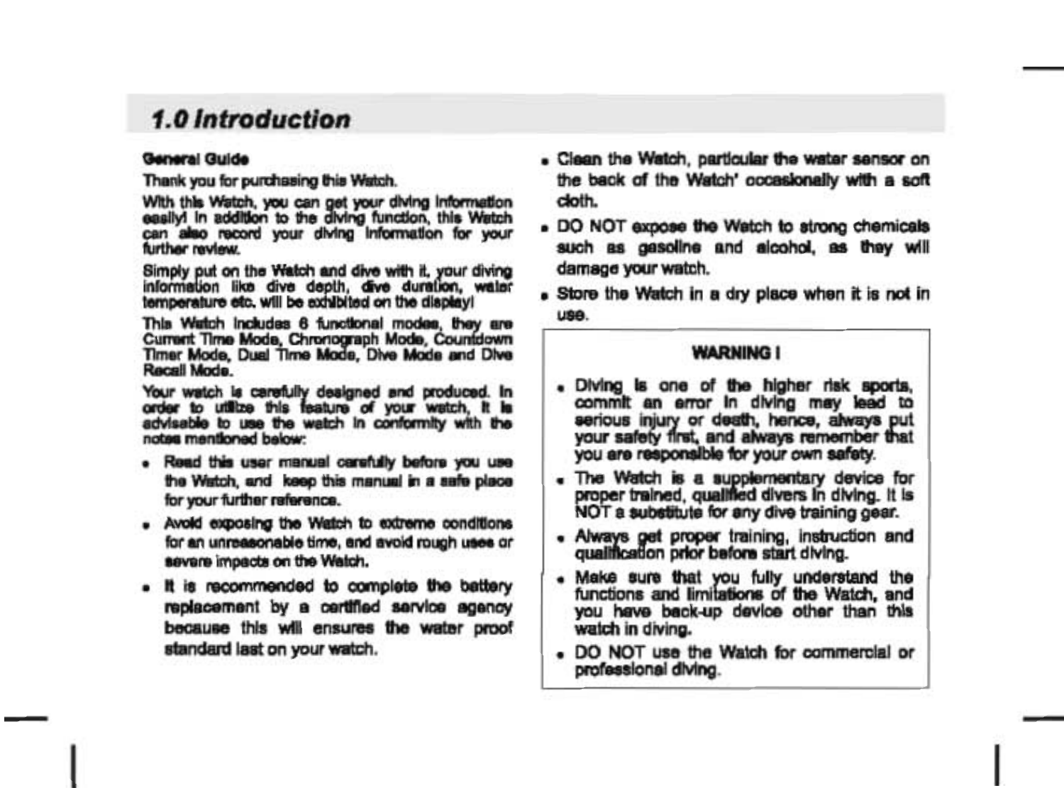# 1.0 Introduction

**General Guide**

Thank you for purchasing this Watch.

With this Watch, you can get your diving information easily! In addition to the diving function, this Watch can also record your diving information for your further review.

Simply put on the Watch and dive with it, your diving information like dive depth, dive duration, water temperature etc. will be exhibited on the display!

This Watch includes 6 functional modes, they are Current Time Mode, Chronograph Mode, Countdown Timer Mode, Dual Time Mode, Dive Mode and Dive Recall Mode.

Your watch is carefully designed and produced. In order to utilize this feature of your watch, it is advisable to use the watch in conformity with the notes mentioned below:

- Read this user manual carefully before you use the Watch, and keep this manual in a safe place for your further reference.
- Avoid exposing the Watch to extreme conditions for an unreasonable time, and avoid rough uses or severe impacts on the Watch.
- It is recommended to complete the battery replacement by a certified service agency because this will ensures the water proof standard last on your watch.
- Clean the Watch, particular the water sensor on the back of the Watch' occasionally with a soft cloth.
- DO NOT expose the Watch to strong chemicals such as gasoline and alcohol, as they will damage your watch.
- Store the Watch in a dry place when it is not in use.

**WARNING !**

- Diving is one of the higher risk sports, commit an error in diving may lead to serious injury or death, hence, always put your safety first, and always remember that you are responsible for your own safety.
- The Watch is a supplementary device for proper trained, qualified divers in diving. It is NOT a substitute for any dive training gear.
- Always get proper training, instruction and qualification prior before start diving.
- Make sure that you fully understand the functions and limitations of the Watch, and you have back-up device other than this watch in diving.
- DO NOT use the Watch for commercial or professional diving.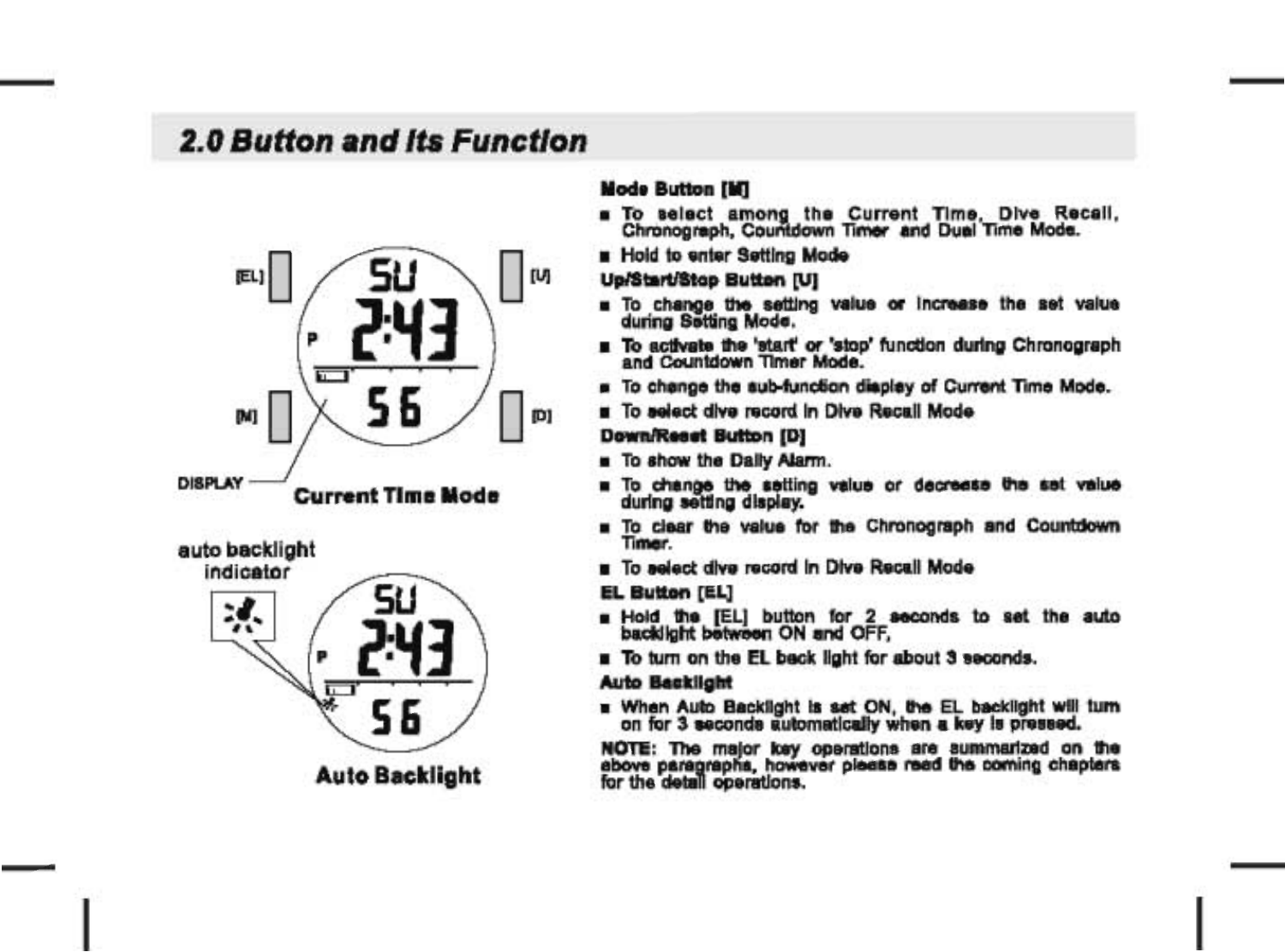## 2.0 Button and Its Function

[EL] [U] [M] [D]

DISPLAY

**Current Time Mode**

auto backlight indicator

**Auto Backlight**

**Mode Button [M]**

- To select among the Current Time, Dive Recall, Chronograph, Countdown Timer and Dual Time Mode.
- Hold to enter Setting Mode

**Up/Start/Stop Button [U]**

- To change the setting value or increase the set value during Setting Mode.
- To activate the 'start' or 'stop' function during Chronograph and Countdown Timer Mode.
- To change the sub-function display of Current Time Mode.
- To select dive record in Dive Recall Mode

**Down/Reset Button [D]**

- To show the Daily Alarm.
- To change the setting value or decrease the set value during setting display.
- To clear the value for the Chronograph and Countdown Timer.
- To select dive record in Dive Recall Mode

**EL Button [EL]**

- Hold the [EL] button for 2 seconds to set the auto backlight between ON and OFF,
- To turn on the EL back light for about 3 seconds.

**Auto Backlight**

- When Auto Backlight is set ON, the EL backlight will turn on for 3 seconds automatically when a key is pressed.

**NOTE:** The major key operations are summarized on the above paragraphs, however please read the coming chapters for the detail operations.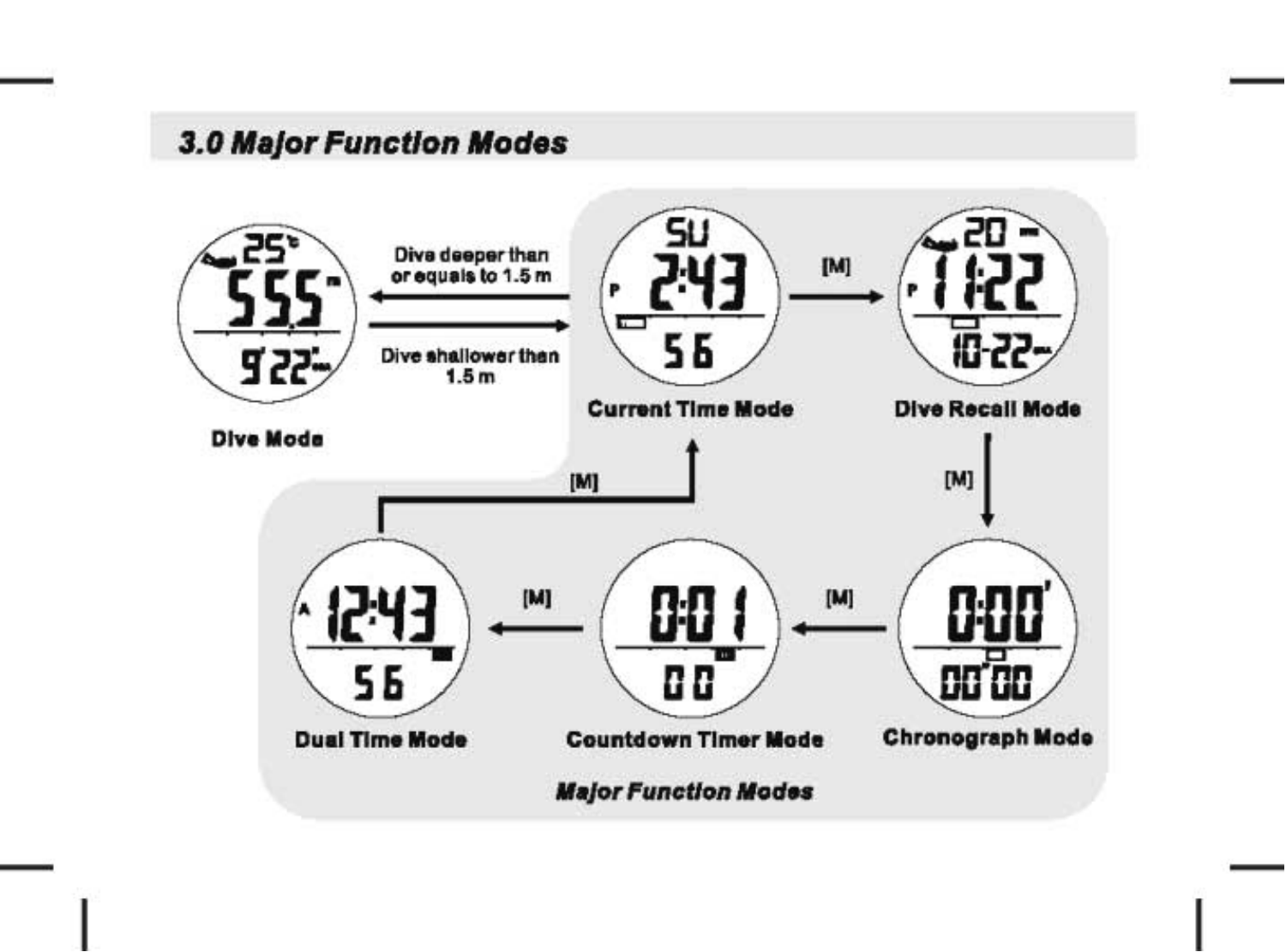## 3.0 Major Function Modes

Dive deeper than or equals to 1.5 m

Dive shallower than 1.5 m

Dive Mode

Current Time Mode

[M]

Dive Recall Mode

[M]

Chronograph Mode

[M]

Countdown Timer Mode

[M]

Dual Time Mode

[M]

*Major Function Modes*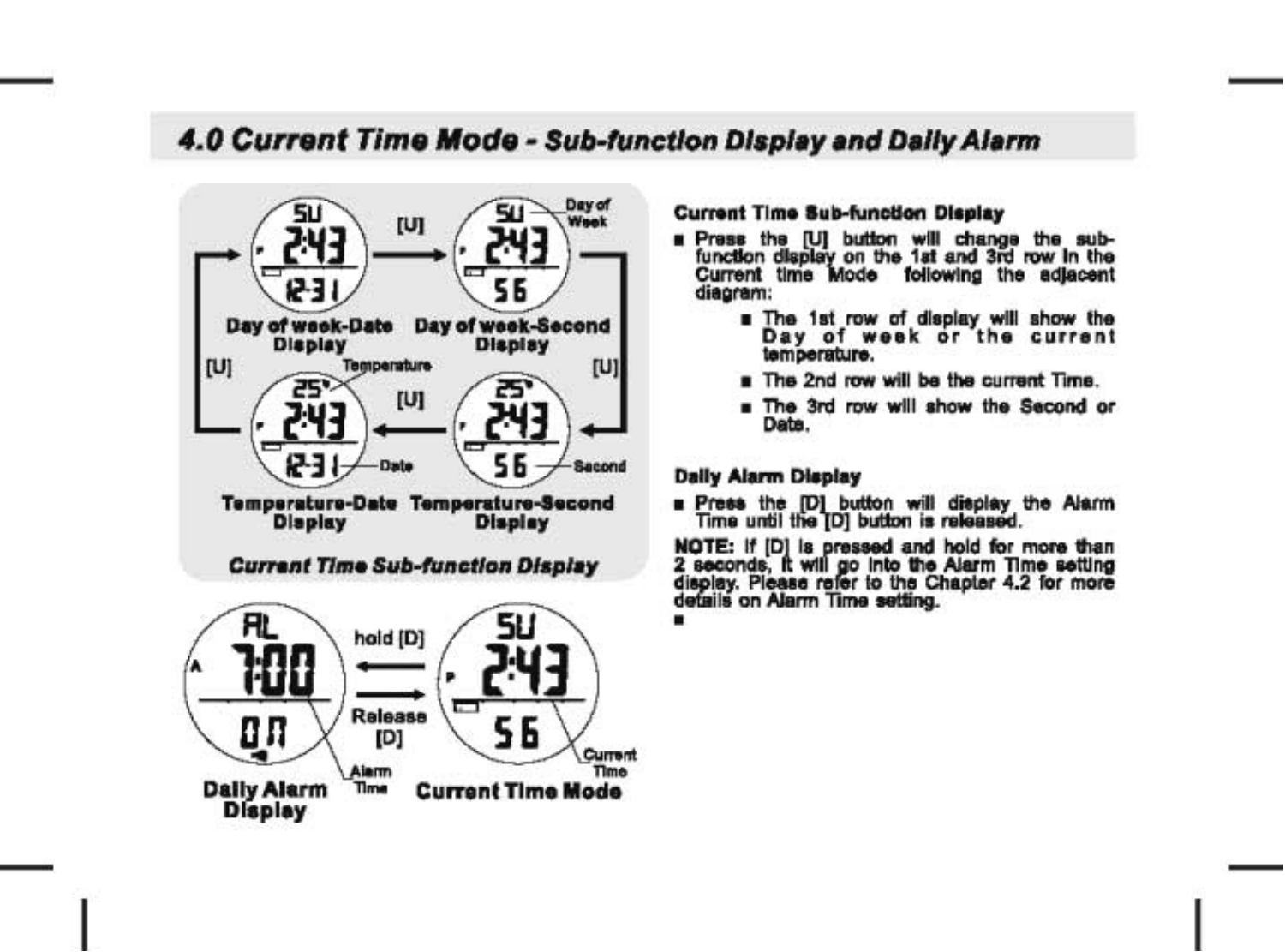## 4.0 Current Time Mode - Sub-function Display and Daily Alarm

Day of week-Date Display

Day of week-Second Display

Temperature-Date Display

Temperature-Second Display

*Current Time Sub-function Display*

Daily Alarm Display

Current Time Mode

**Current Time Sub-function Display**

- Press the [U] button will change the sub-function display on the 1st and 3rd row in the Current time Mode following the adjacent diagram:
  - The 1st row of display will show the Day of week or the current temperature.
  - The 2nd row will be the current Time.
  - The 3rd row will show the Second or Date.

**Daily Alarm Display**

- Press the [D] button will display the Alarm Time until the [D] button is released.

**NOTE:** If [D] is pressed and hold for more than 2 seconds, it will go into the Alarm Time setting display. Please refer to the Chapter 4.2 for more details on Alarm Time setting.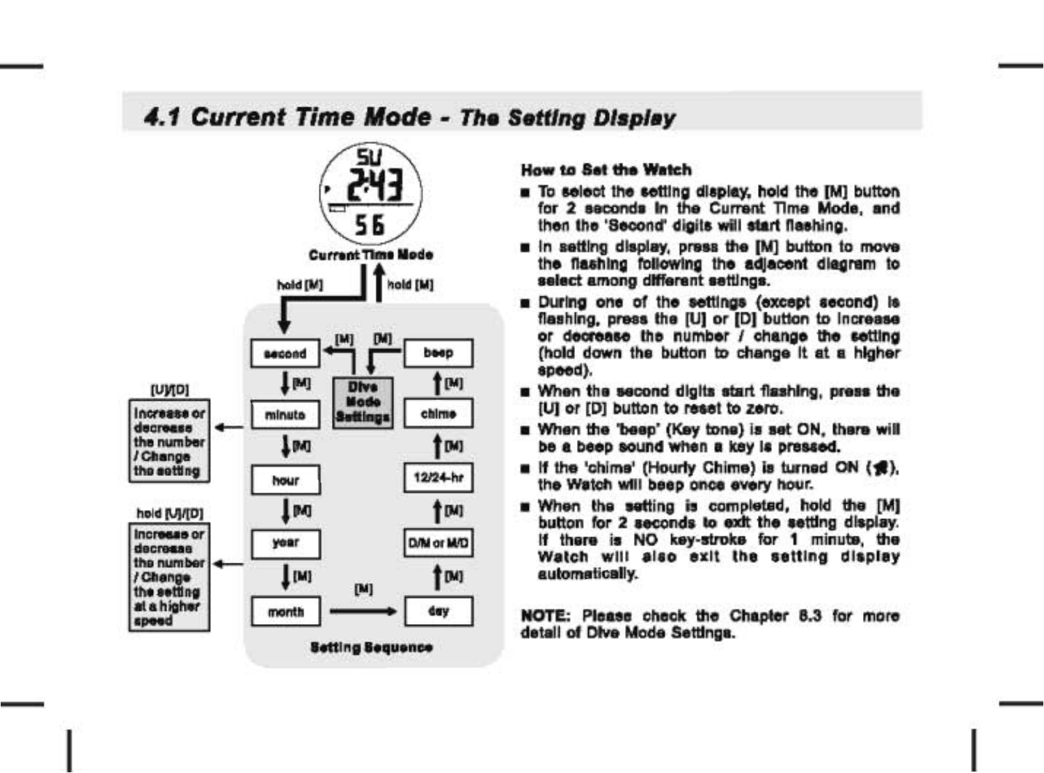## 4.1 Current Time Mode - The Setting Display

Current Time Mode

hold [M]　hold [M]

second → [M] → minute → [M] → hour → [M] → year → [M] → month → [M] → day → [M] → D/M or M/D → [M] → 12/24-hr → [M] → chime → [M] → beep → [M] → Dive Mode Settings → [M] → second

[U]/[D]: Increase or decrease the number / Change the setting

hold [U]/[D]: Increase or decrease the number / Change the setting at a higher speed

Setting Sequence

**How to Set the Watch**

- To select the setting display, hold the [M] button for 2 seconds in the Current Time Mode, and then the 'Second' digits will start flashing.
- In setting display, press the [M] button to move the flashing following the adjacent diagram to select among different settings.
- During one of the settings (except second) is flashing, press the [U] or [D] button to increase or decrease the number / change the setting (hold down the button to change it at a higher speed).
- When the second digits start flashing, press the [U] or [D] button to reset to zero.
- When the 'beep' (Key tone) is set ON, there will be a beep sound when a key is pressed.
- If the 'chime' (Hourly Chime) is turned ON, the Watch will beep once every hour.
- When the setting is completed, hold the [M] button for 2 seconds to exit the setting display. If there is NO key-stroke for 1 minute, the Watch will also exit the setting display automatically.

**NOTE:** Please check the Chapter 8.3 for more detail of Dive Mode Settings.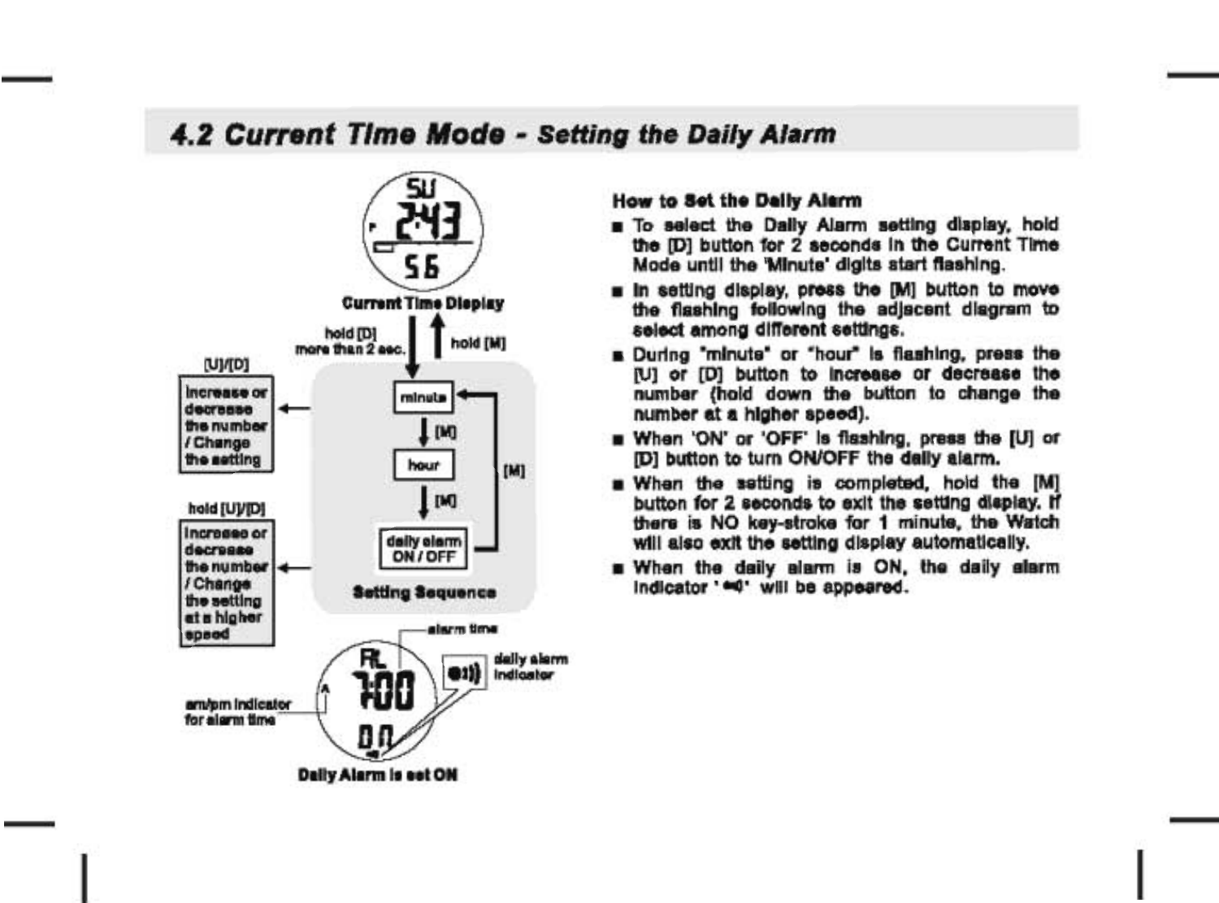## 4.2 Current Time Mode - Setting the Daily Alarm

Current Time Display

hold [D] more than 2 sec.

hold [M]

[U]/[D]

Increase or decrease the number / Change the setting

minute

[M]

hour

[M]

daily alarm ON / OFF

[M]

hold [U]/[D]

Increase or decrease the number / Change the setting at a higher speed

Setting Sequence

alarm time

daily alarm indicator

am/pm indicator for alarm time

Daily Alarm is set ON

**How to Set the Daily Alarm**

- To select the Daily Alarm setting display, hold the [D] button for 2 seconds in the Current Time Mode until the 'Minute' digits start flashing.
- In setting display, press the [M] button to move the flashing following the adjacent diagram to select among different settings.
- During "minute" or "hour" is flashing, press the [U] or [D] button to increase or decrease the number (hold down the button to change the number at a higher speed).
- When 'ON' or 'OFF' is flashing, press the [U] or [D] button to turn ON/OFF the daily alarm.
- When the setting is completed, hold the [M] button for 2 seconds to exit the setting display. If there is NO key-stroke for 1 minute, the Watch will also exit the setting display automatically.
- When the daily alarm is ON, the daily alarm indicator '◄))' will be appeared.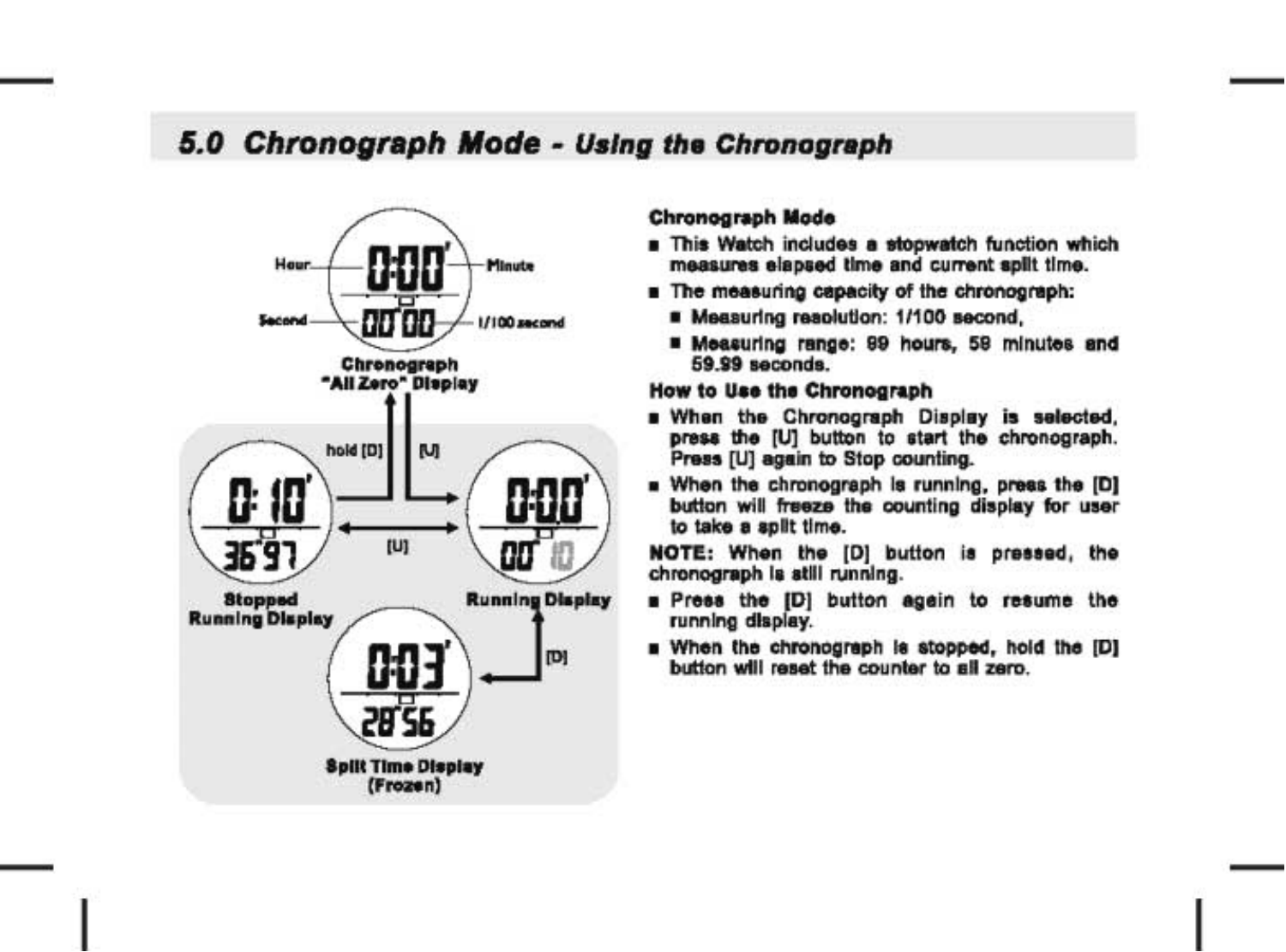## 5.0 Chronograph Mode - Using the Chronograph

Hour
Minute
Second
1/100 second

Chronograph "All Zero" Display

hold [D]
[U]
[U]
[D]

Stopped Running Display

Running Display

Split Time Display (Frozen)

### Chronograph Mode

- This Watch includes a stopwatch function which measures elapsed time and current split time.
- The measuring capacity of the chronograph:
  - Measuring resolution: 1/100 second,
  - Measuring range: 99 hours, 59 minutes and 59.99 seconds.

### How to Use the Chronograph

- When the Chronograph Display is selected, press the [U] button to start the chronograph. Press [U] again to Stop counting.
- When the chronograph is running, press the [D] button will freeze the counting display for user to take a split time.

**NOTE:** When the [D] button is pressed, the chronograph is still running.

- Press the [D] button again to resume the running display.
- When the chronograph is stopped, hold the [D] button will reset the counter to all zero.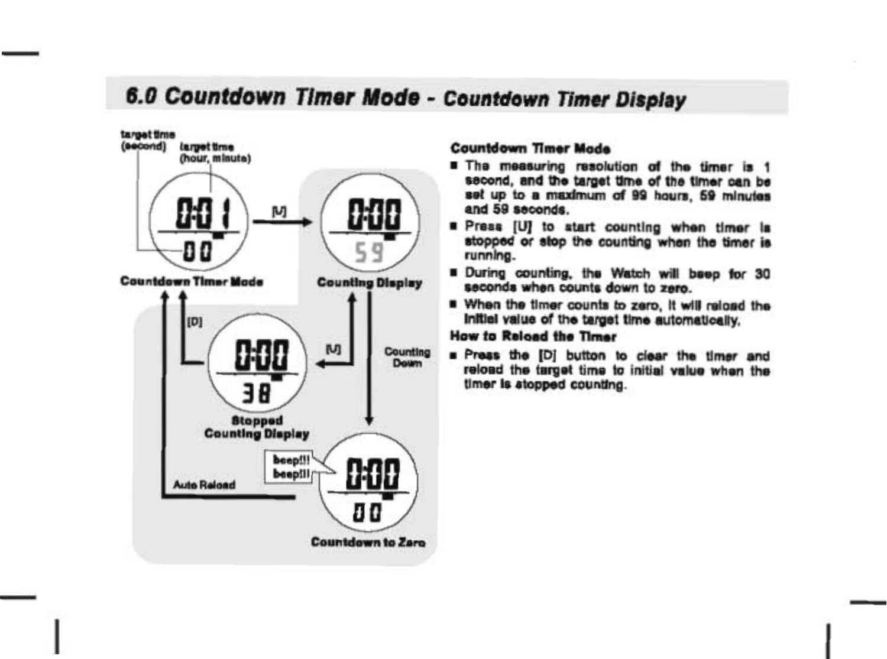# 6.0 Countdown Timer Mode - Countdown Timer Display

target time (second)

target time (hour, minute)

0:01 00

[U]

0:00 59

Countdown Timer Mode

Counting Display

[D]

0:00 38

[U]

Counting Down

Stopped Counting Display

beep!!! beep!!!

0:00 00

Auto Reload

Countdown to Zero

**Countdown Timer Mode**

- The measuring resolution of the timer is 1 second, and the target time of the timer can be set up to a maximum of 99 hours, 59 minutes and 59 seconds.
- Press [U] to start counting when timer is stopped or stop the counting when the timer is running.
- During counting, the Watch will beep for 30 seconds when counts down to zero.
- When the timer counts to zero, it will reload the initial value of the target time automatically.

**How to Reload the Timer**

- Press the [D] button to clear the timer and reload the target time to initial value when the timer is stopped counting.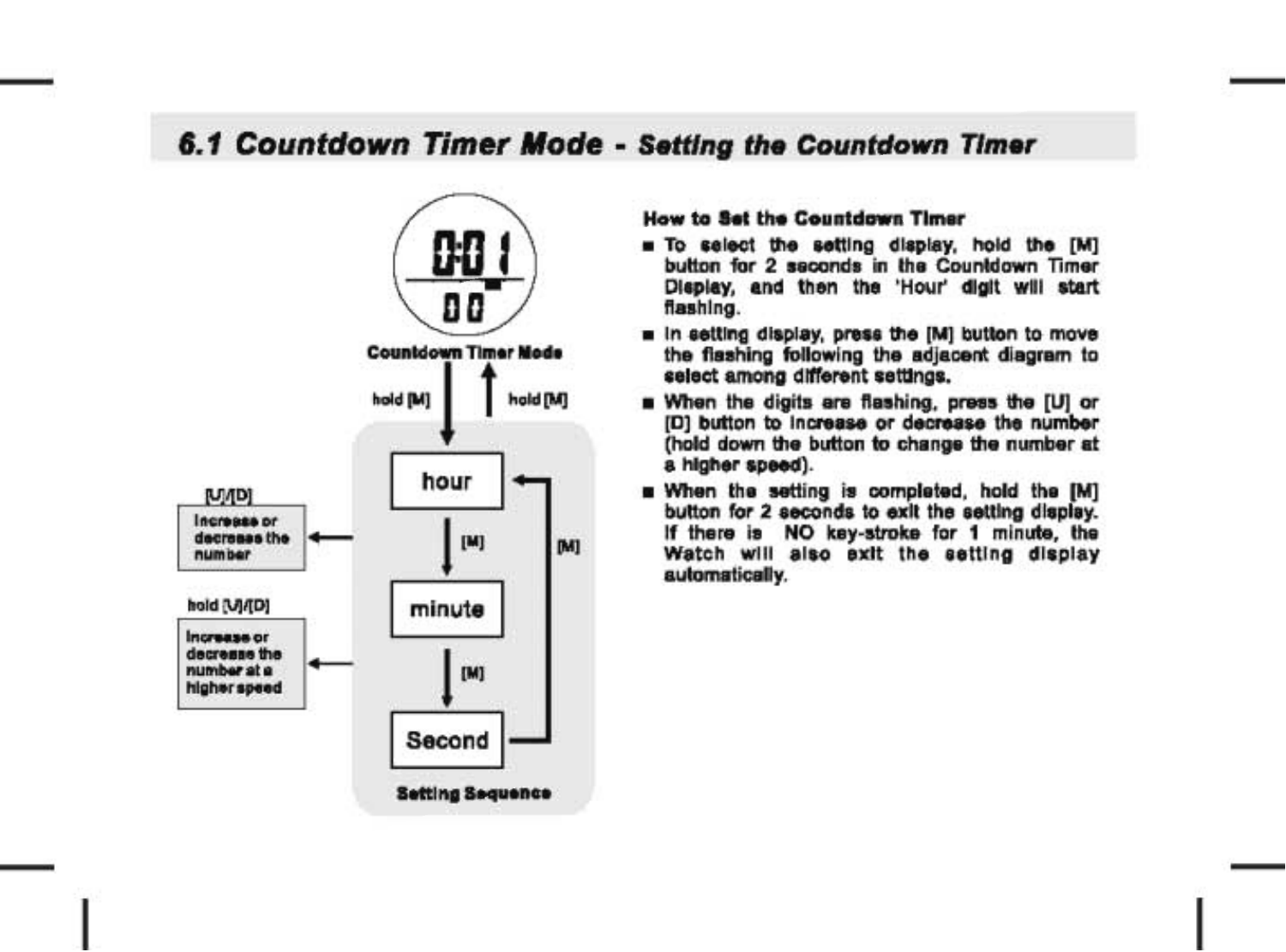## 6.1 Countdown Timer Mode - Setting the Countdown Timer

Countdown Timer Mode

hold [M] ↓ ↑ hold [M]

Setting Sequence: hour → [M] → minute → [M] → Second → [M] → hour

[U]/[D]: Increase or decrease the number

hold [U]/[D]: Increase or decrease the number at a higher speed

**How to Set the Countdown Timer**

- To select the setting display, hold the [M] button for 2 seconds in the Countdown Timer Display, and then the 'Hour' digit will start flashing.
- In setting display, press the [M] button to move the flashing following the adjacent diagram to select among different settings.
- When the digits are flashing, press the [U] or [D] button to increase or decrease the number (hold down the button to change the number at a higher speed).
- When the setting is completed, hold the [M] button for 2 seconds to exit the setting display. If there is NO key-stroke for 1 minute, the Watch will also exit the setting display automatically.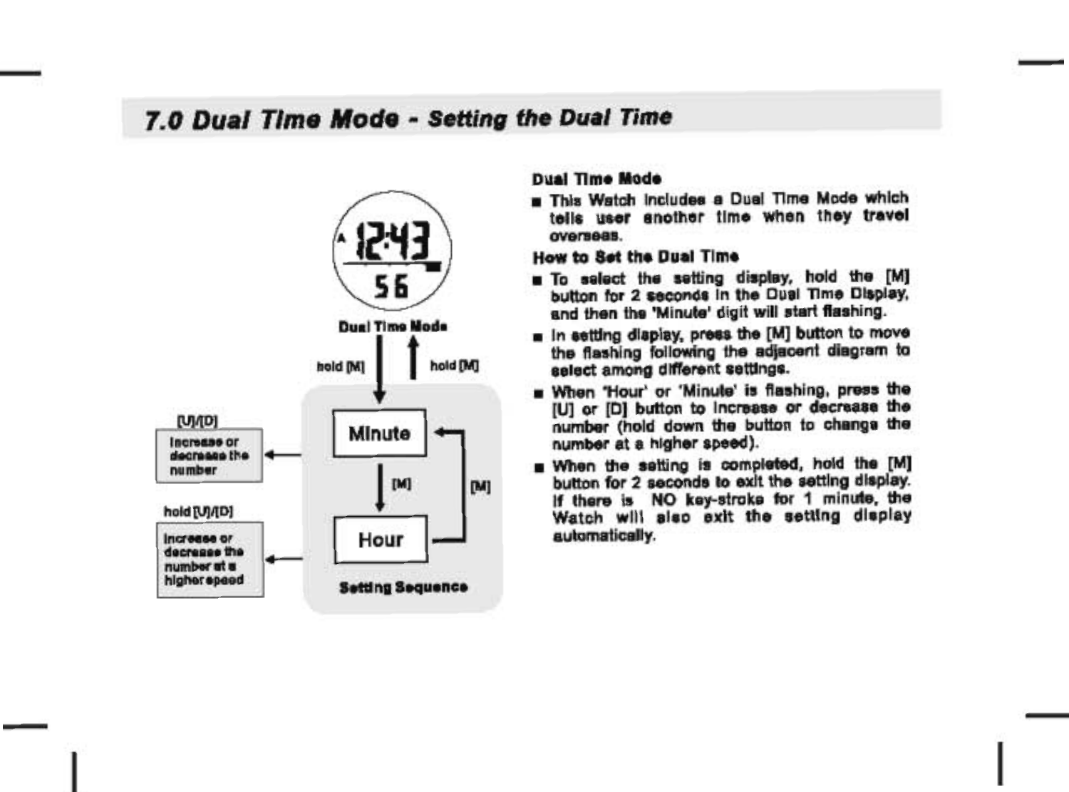## 7.0 Dual Time Mode - *Setting the Dual Time*

Dual Time Mode

hold [M] | hold [M]

[U]/[D] — Increase or decrease the number

Minute → [M] → Hour → [M] → Minute

hold [U]/[D] — Increase or decrease the number at a higher speed

Setting Sequence

**Dual Time Mode**

- This Watch includes a Dual Time Mode which tells user another time when they travel overseas.

**How to Set the Dual Time**

- To select the setting display, hold the [M] button for 2 seconds in the Dual Time Display, and then the 'Minute' digit will start flashing.
- In setting display, press the [M] button to move the flashing following the adjacent diagram to select among different settings.
- When 'Hour' or 'Minute' is flashing, press the [U] or [D] button to increase or decrease the number (hold down the button to change the number at a higher speed).
- When the setting is completed, hold the [M] button for 2 seconds to exit the setting display. If there is NO key-stroke for 1 minute, the Watch will also exit the setting display automatically.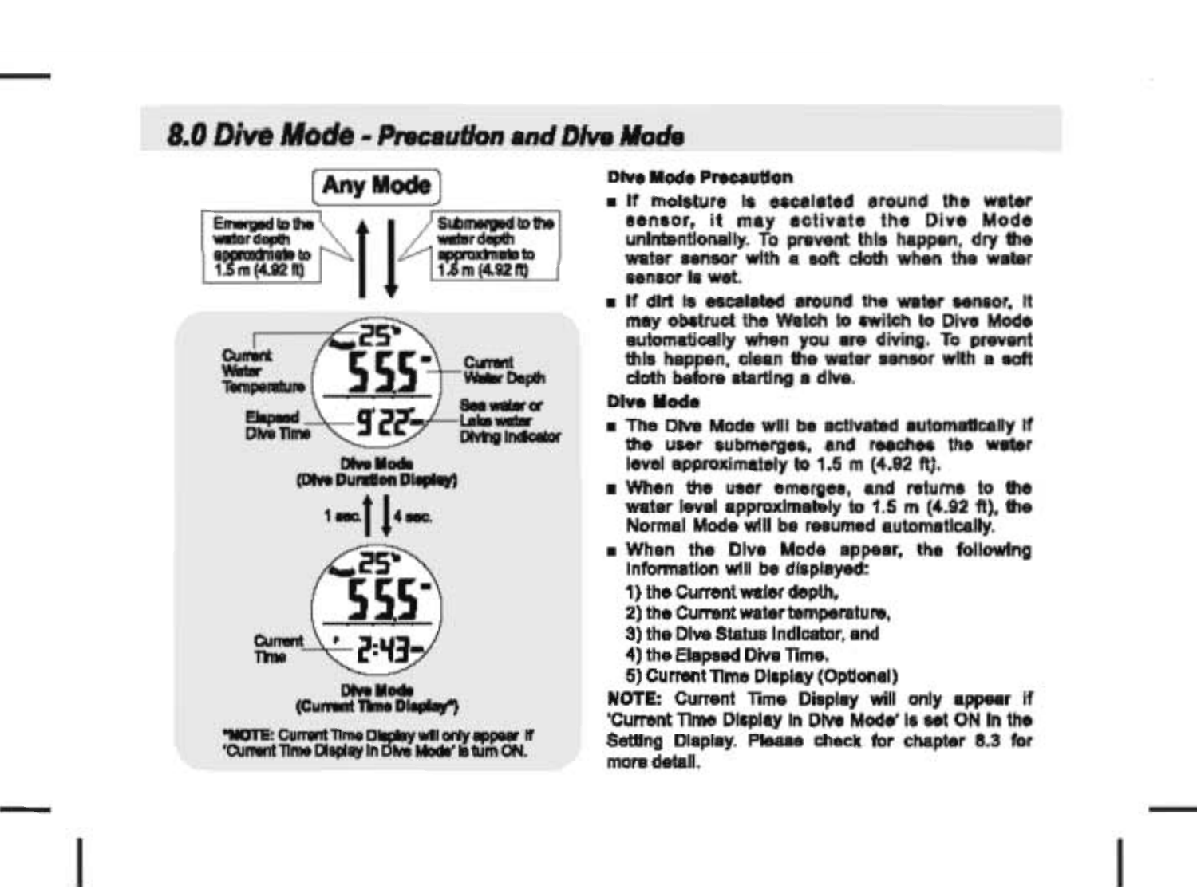## 8.0 Dive Mode - Precaution and Dive Mode

Any Mode

Emerged to the water depth approximate to 1.5 m (4.92 ft)

Submerged to the water depth approximate to 1.5 m (4.92 ft)

Current Water Temperature

Current Water Depth

Elapsed Dive Time

Sea water or Lake water Diving Indicator

Dive Mode (Dive Duration Display)

1 sec. 4 sec.

Current Time

Dive Mode (Current Time Display*)

*NOTE: Current Time Display will only appear if 'Current Time Display in Dive Mode' is turn ON.

**Dive Mode Precaution**

- If moisture is escalated around the water sensor, it may activate the Dive Mode unintentionally. To prevent this happen, dry the water sensor with a soft cloth when the water sensor is wet.
- If dirt is escalated around the water sensor, it may obstruct the Watch to switch to Dive Mode automatically when you are diving. To prevent this happen, clean the water sensor with a soft cloth before starting a dive.

**Dive Mode**

- The Dive Mode will be activated automatically if the user submerges, and reaches the water level approximately to 1.5 m (4.92 ft).
- When the user emerges, and returns to the water level approximately to 1.5 m (4.92 ft), the Normal Mode will be resumed automatically.
- When the Dive Mode appear, the following information will be displayed:

  1) the Current water depth,
  2) the Current water temperature,
  3) the Dive Status Indicator, and
  4) the Elapsed Dive Time.
  5) Current Time Display (Optional)

**NOTE:** Current Time Display will only appear if 'Current Time Display in Dive Mode' is set ON in the Setting Display. Please check for chapter 8.3 for more detail.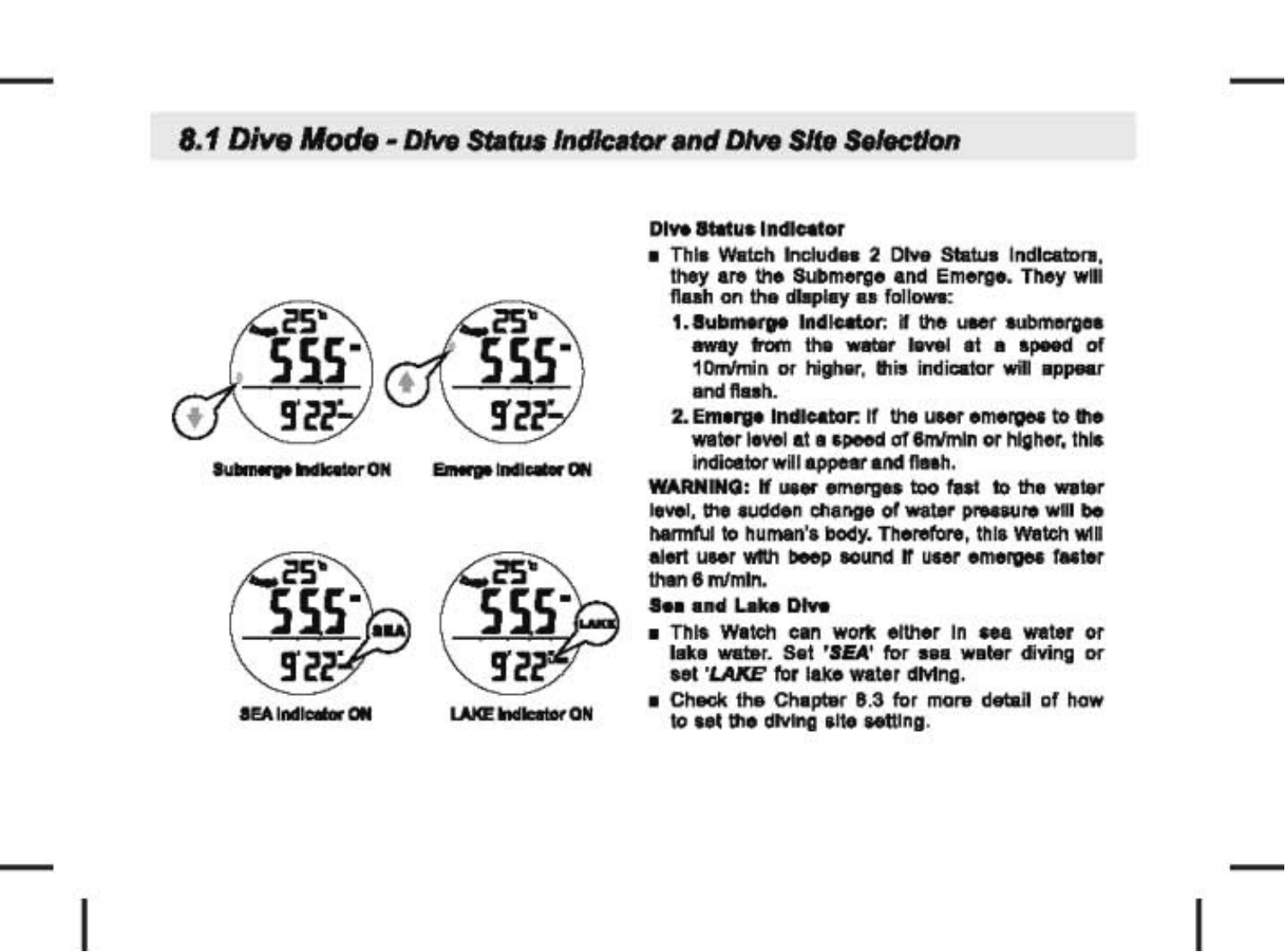## 8.1 Dive Mode - Dive Status Indicator and Dive Site Selection

Submerge Indicator ON

Emerge Indicator ON

SEA Indicator ON

LAKE Indicator ON

**Dive Status Indicator**

- This Watch includes 2 Dive Status Indicators, they are the Submerge and Emerge. They will flash on the display as follows:
  1. **Submerge Indicator**: If the user submerges away from the water level at a speed of 10m/min or higher, this indicator will appear and flash.
  2. **Emerge Indicator**: If the user emerges to the water level at a speed of 6m/min or higher, this indicator will appear and flash.

**WARNING:** If user emerges too fast to the water level, the sudden change of water pressure will be harmful to human's body. Therefore, this Watch will alert user with beep sound if user emerges faster than 6 m/min.

**Sea and Lake Dive**

- This Watch can work either in sea water or lake water. Set *'SEA'* for sea water diving or set *'LAKE'* for lake water diving.
- Check the Chapter 8.3 for more detail of how to set the diving site setting.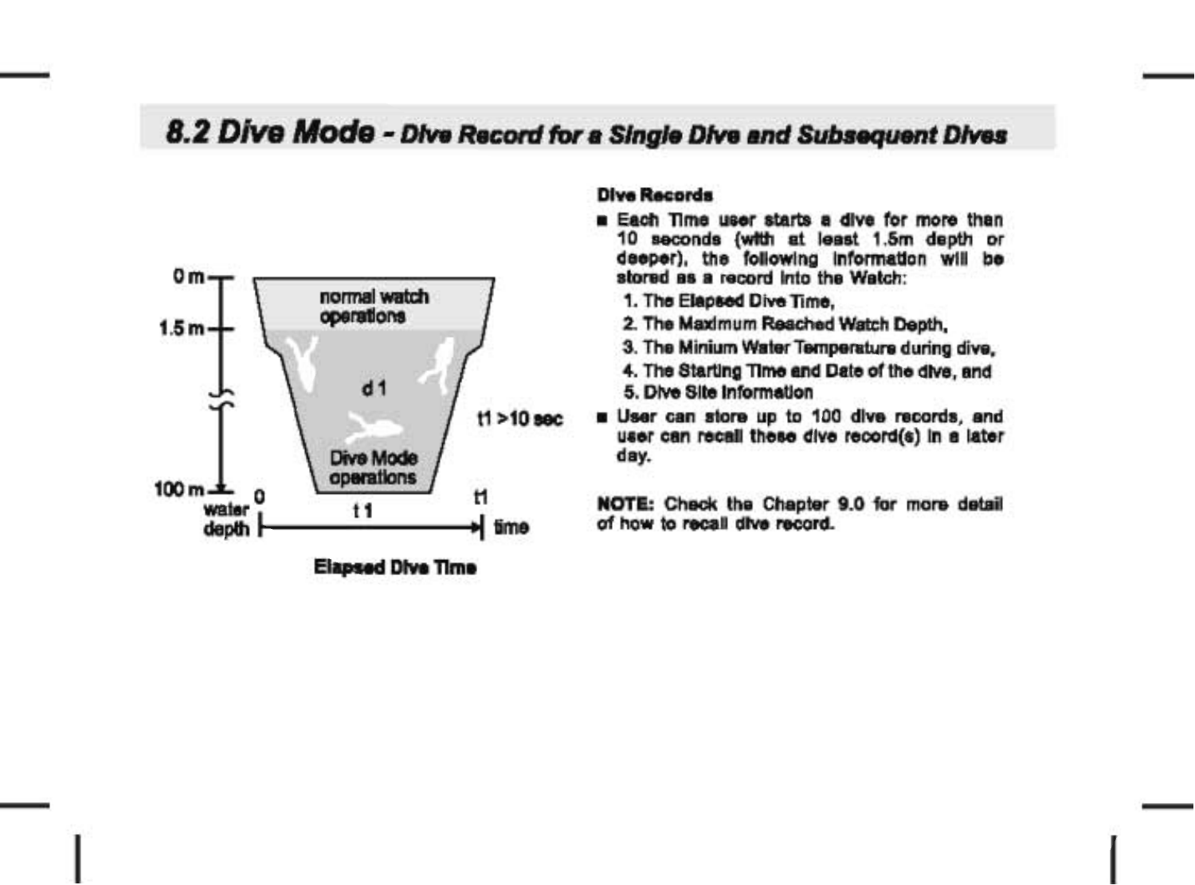## 8.2 Dive Mode - Dive Record for a Single Dive and Subsequent Dives

0 m

1.5 m

100 m

normal watch operations

d1

t1 >10 sec

Dive Mode operations

water depth

0 t1 t1 time

Elapsed Dive Time

**Dive Records**

- Each Time user starts a dive for more than 10 seconds (with at least 1.5m depth or deeper), the following information will be stored as a record into the Watch:
  1. The Elapsed Dive Time,
  2. The Maximum Reached Watch Depth,
  3. The Minium Water Temperature during dive,
  4. The Starting Time and Date of the dive, and
  5. Dive Site Information
- User can store up to 100 dive records, and user can recall these dive record(s) in a later day.

**NOTE:** Check the Chapter 9.0 for more detail of how to recall dive record.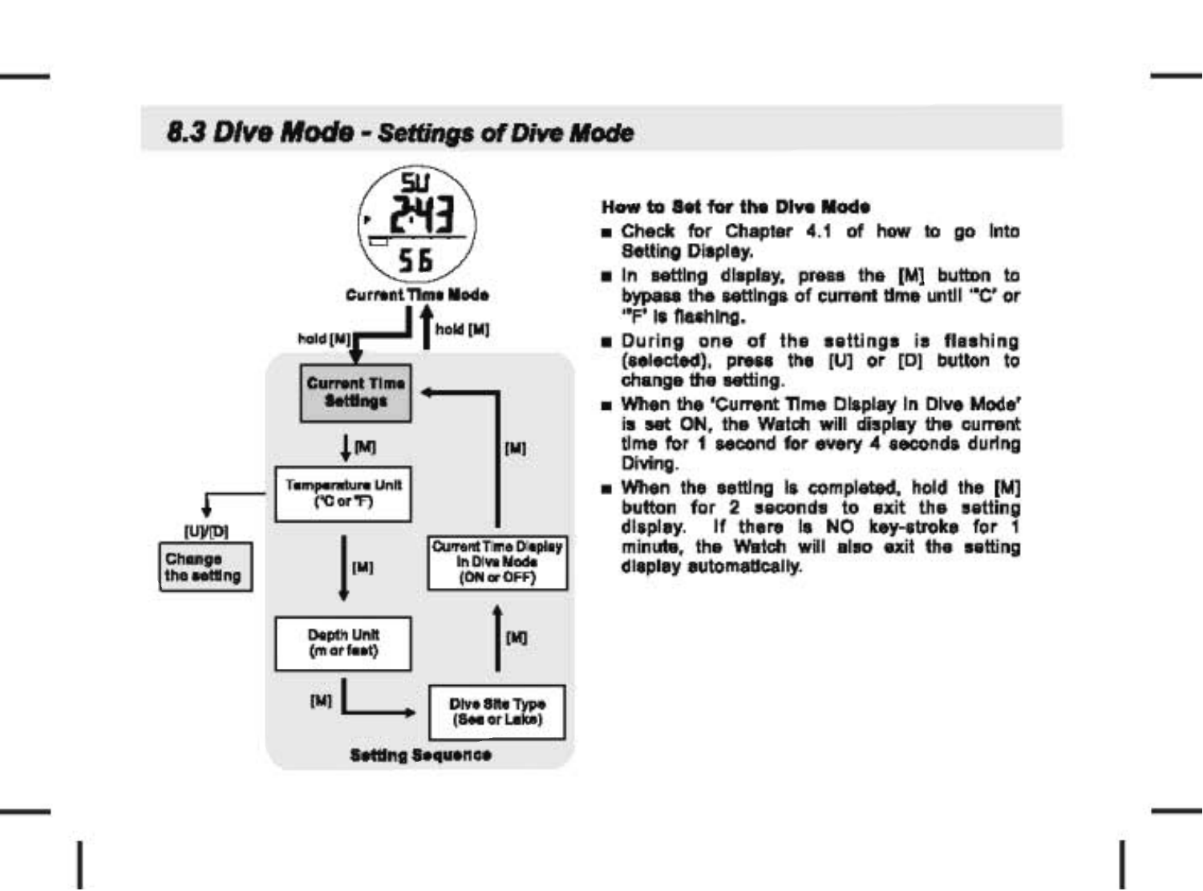## 8.3 Dive Mode - *Settings of Dive Mode*

SU
2:43
56

Current Time Mode

hold [M] / hold [M]

Current Time Settings → [M] → Temperature Unit (°C or °F) → [M] → Depth Unit (m or feet) → [M] → Dive Site Type (Sea or Lake) → [M] → Current Time Display in Dive Mode (ON or OFF) → [M] → Current Time Settings

[U]/[D] → Change the setting

Setting Sequence

**How to Set for the Dive Mode**

- Check for Chapter 4.1 of how to go into Setting Display.
- In setting display, press the [M] button to bypass the settings of current time until "C' or "F' is flashing.
- During one of the settings is flashing (selected), press the [U] or [D] button to change the setting.
- When the 'Current Time Display in Dive Mode' is set ON, the Watch will display the current time for 1 second for every 4 seconds during Diving.
- When the setting is completed, hold the [M] button for 2 seconds to exit the setting display. If there is NO key-stroke for 1 minute, the Watch will also exit the setting display automatically.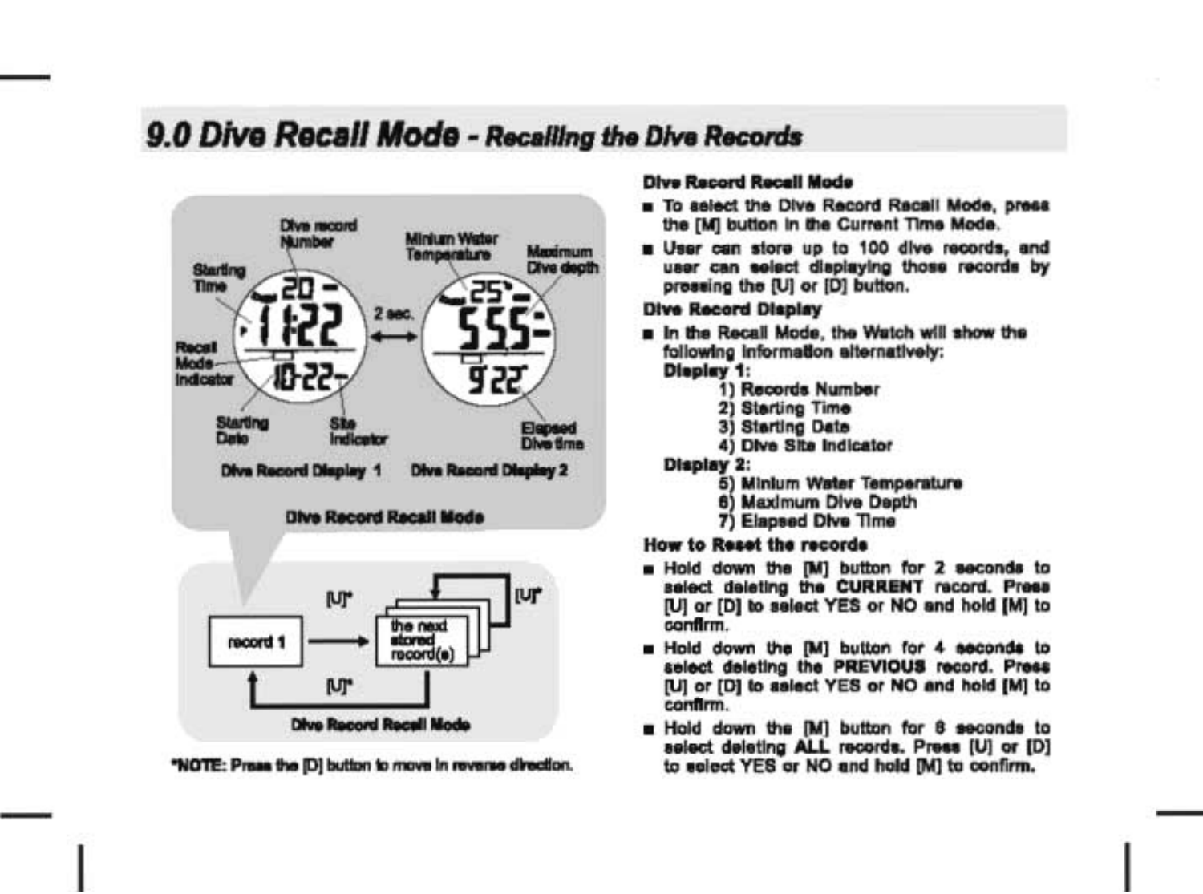## 9.0 Dive Recall Mode - Recalling the Dive Records

Dive record Number

Starting Time

Recall Mode Indicator

Starting Date

Site Indicator

Minium Water Temperature

Maximum Dive depth

Elapsed Dive time

2 sec.

Dive Record Display 1

Dive Record Display 2

Dive Record Recall Mode

record 1

the next stored record(s)

[U]*

[U]*

[U]*

Dive Record Recall Mode

*NOTE: Press the [D] button to move in reverse direction.

**Dive Record Recall Mode**

- To select the Dive Record Recall Mode, press the [M] button in the Current Time Mode.
- User can store up to 100 dive records, and user can select displaying those records by pressing the [U] or [D] button.

**Dive Record Display**

- In the Recall Mode, the Watch will show the following information alternatively:

  **Display 1:**

  1) Records Number
  2) Starting Time
  3) Starting Date
  4) Dive Site Indicator

  **Display 2:**

  5) Minium Water Temperature
  6) Maximum Dive Depth
  7) Elapsed Dive Time

**How to Reset the records**

- Hold down the [M] button for 2 seconds to select deleting the **CURRENT** record. Press [U] or [D] to select YES or NO and hold [M] to confirm.
- Hold down the [M] button for 4 seconds to select deleting the **PREVIOUS** record. Press [U] or [D] to select YES or NO and hold [M] to confirm.
- Hold down the [M] button for 8 seconds to select deleting **ALL** records. Press [U] or [D] to select YES or NO and hold [M] to confirm.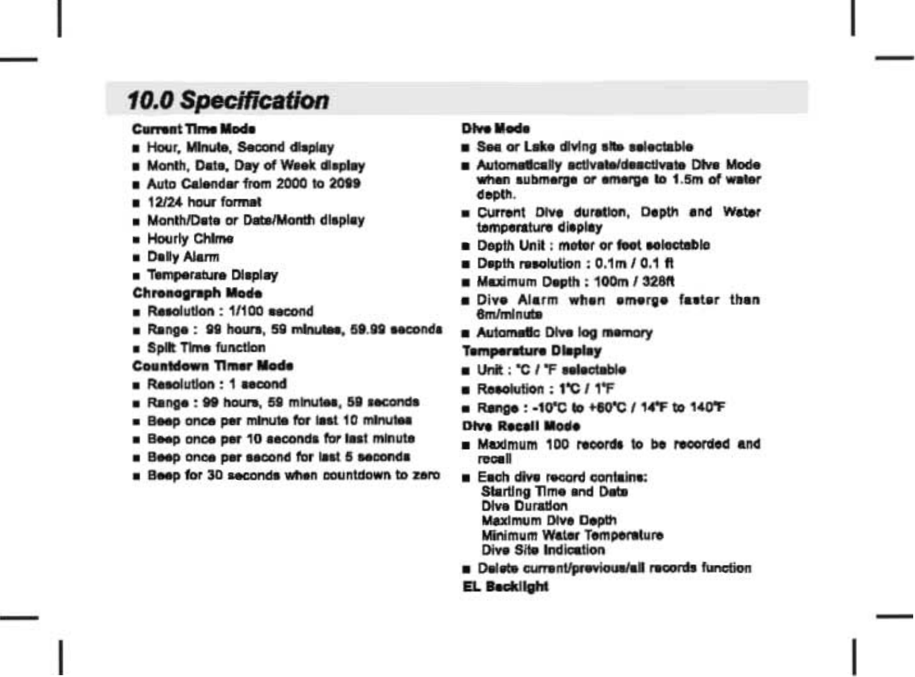## 10.0 Specification

**Current Time Mode**

- Hour, Minute, Second display
- Month, Date, Day of Week display
- Auto Calendar from 2000 to 2099
- 12/24 hour format
- Month/Date or Date/Month display
- Hourly Chime
- Daily Alarm
- Temperature Display

**Chronograph Mode**

- Resolution : 1/100 second
- Range : 99 hours, 59 minutes, 59.99 seconds
- Split Time function

**Countdown Timer Mode**

- Resolution : 1 second
- Range : 99 hours, 59 minutes, 59 seconds
- Beep once per minute for last 10 minutes
- Beep once per 10 seconds for last minute
- Beep once per second for last 5 seconds
- Beep for 30 seconds when countdown to zero

**Dive Mode**

- Sea or Lake diving site selectable
- Automatically activate/deactivate Dive Mode when submerge or emerge to 1.5m of water depth.
- Current Dive duration, Depth and Water temperature display
- Depth Unit : meter or feet selectable
- Depth resolution : 0.1m / 0.1 ft
- Maximum Depth : 100m / 328ft
- Dive Alarm when emerge faster than 6m/minute
- Automatic Dive log memory

**Temperature Display**

- Unit : °C / °F selectable
- Resolution : 1°C / 1°F
- Range : -10°C to +60°C / 14°F to 140°F

**Dive Recall Mode**

- Maximum 100 records to be recorded and recall
- Each dive record contains:
  Starting Time and Date
  Dive Duration
  Maximum Dive Depth
  Minimum Water Temperature
  Dive Site Indication
- Delete current/previous/all records function

**EL Backlight**